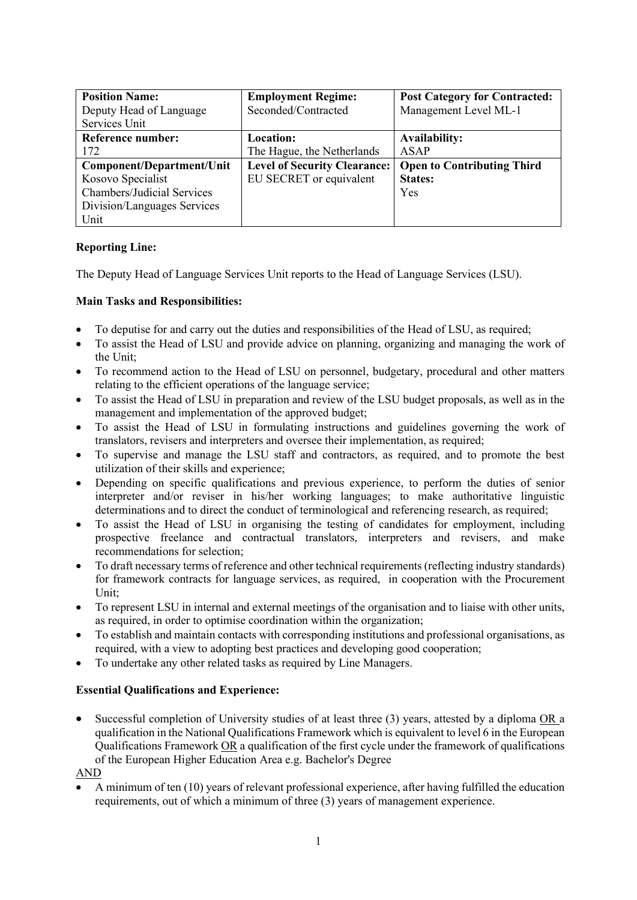| **Position Name:** Deputy Head of Language Services Unit | **Employment Regime:** Seconded/Contracted | **Post Category for Contracted:** Management Level ML-1 |
|---|---|---|
| **Reference number:** 172 | **Location:** The Hague, the Netherlands | **Availability:** ASAP |
| **Component/Department/Unit** Kosovo Specialist Chambers/Judicial Services Division/Languages Services Unit | **Level of Security Clearance:** EU SECRET or equivalent | **Open to Contributing Third States:** Yes |

**Reporting Line:**

The Deputy Head of Language Services Unit reports to the Head of Language Services (LSU).

**Main Tasks and Responsibilities:**

- To deputise for and carry out the duties and responsibilities of the Head of LSU, as required;
- To assist the Head of LSU and provide advice on planning, organizing and managing the work of the Unit;
- To recommend action to the Head of LSU on personnel, budgetary, procedural and other matters relating to the efficient operations of the language service;
- To assist the Head of LSU in preparation and review of the LSU budget proposals, as well as in the management and implementation of the approved budget;
- To assist the Head of LSU in formulating instructions and guidelines governing the work of translators, revisers and interpreters and oversee their implementation, as required;
- To supervise and manage the LSU staff and contractors, as required, and to promote the best utilization of their skills and experience;
- Depending on specific qualifications and previous experience, to perform the duties of senior interpreter and/or reviser in his/her working languages; to make authoritative linguistic determinations and to direct the conduct of terminological and referencing research, as required;
- To assist the Head of LSU in organising the testing of candidates for employment, including prospective freelance and contractual translators, interpreters and revisers, and make recommendations for selection;
- To draft necessary terms of reference and other technical requirements (reflecting industry standards) for framework contracts for language services, as required, in cooperation with the Procurement Unit;
- To represent LSU in internal and external meetings of the organisation and to liaise with other units, as required, in order to optimise coordination within the organization;
- To establish and maintain contacts with corresponding institutions and professional organisations, as required, with a view to adopting best practices and developing good cooperation;
- To undertake any other related tasks as required by Line Managers.

**Essential Qualifications and Experience:**

- Successful completion of University studies of at least three (3) years, attested by a diploma <u>OR</u> a qualification in the National Qualifications Framework which is equivalent to level 6 in the European Qualifications Framework <u>OR</u> a qualification of the first cycle under the framework of qualifications of the European Higher Education Area e.g. Bachelor's Degree

<u>AND</u>

- A minimum of ten (10) years of relevant professional experience, after having fulfilled the education requirements, out of which a minimum of three (3) years of management experience.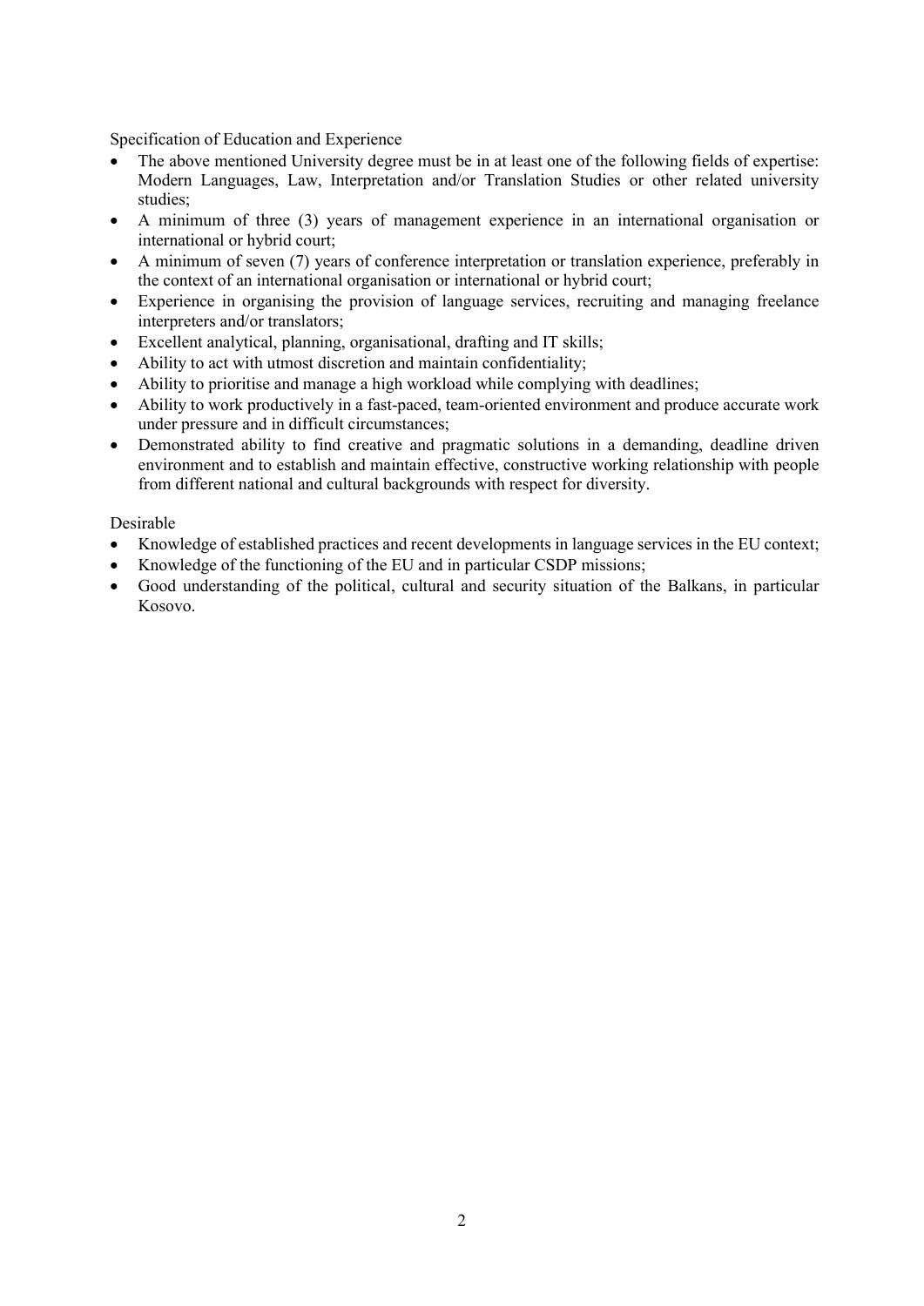Specification of Education and Experience

- The above mentioned University degree must be in at least one of the following fields of expertise: Modern Languages, Law, Interpretation and/or Translation Studies or other related university studies;
- A minimum of three (3) years of management experience in an international organisation or international or hybrid court;
- A minimum of seven (7) years of conference interpretation or translation experience, preferably in the context of an international organisation or international or hybrid court;
- Experience in organising the provision of language services, recruiting and managing freelance interpreters and/or translators;
- Excellent analytical, planning, organisational, drafting and IT skills;
- Ability to act with utmost discretion and maintain confidentiality;
- Ability to prioritise and manage a high workload while complying with deadlines;
- Ability to work productively in a fast-paced, team-oriented environment and produce accurate work under pressure and in difficult circumstances;
- Demonstrated ability to find creative and pragmatic solutions in a demanding, deadline driven environment and to establish and maintain effective, constructive working relationship with people from different national and cultural backgrounds with respect for diversity.

Desirable

- Knowledge of established practices and recent developments in language services in the EU context;
- Knowledge of the functioning of the EU and in particular CSDP missions;
- Good understanding of the political, cultural and security situation of the Balkans, in particular Kosovo.